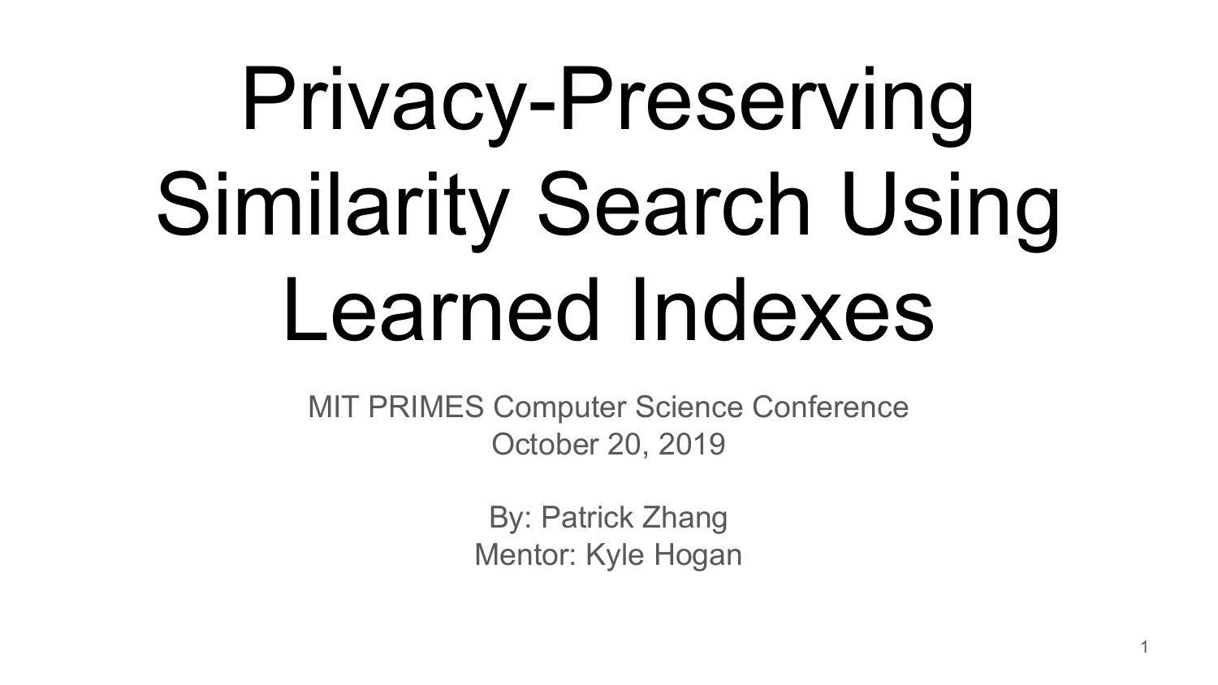# Privacy-Preserving Similarity Search Using Learned Indexes

MIT PRIMES Computer Science Conference
October 20, 2019

By: Patrick Zhang
Mentor: Kyle Hogan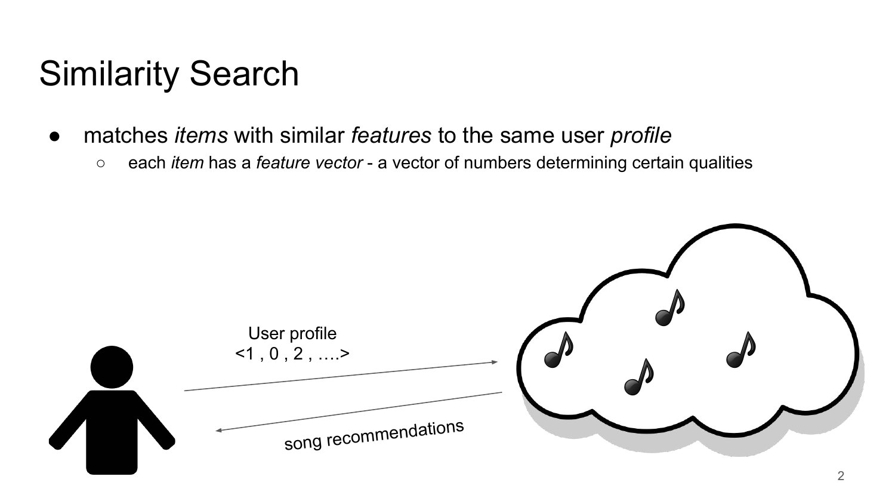# Similarity Search

- matches *items* with similar *features* to the same user *profile*
  - each *item* has a *feature vector* - a vector of numbers determining certain qualities

User profile
<1 , 0 , 2 , ….>

song recommendations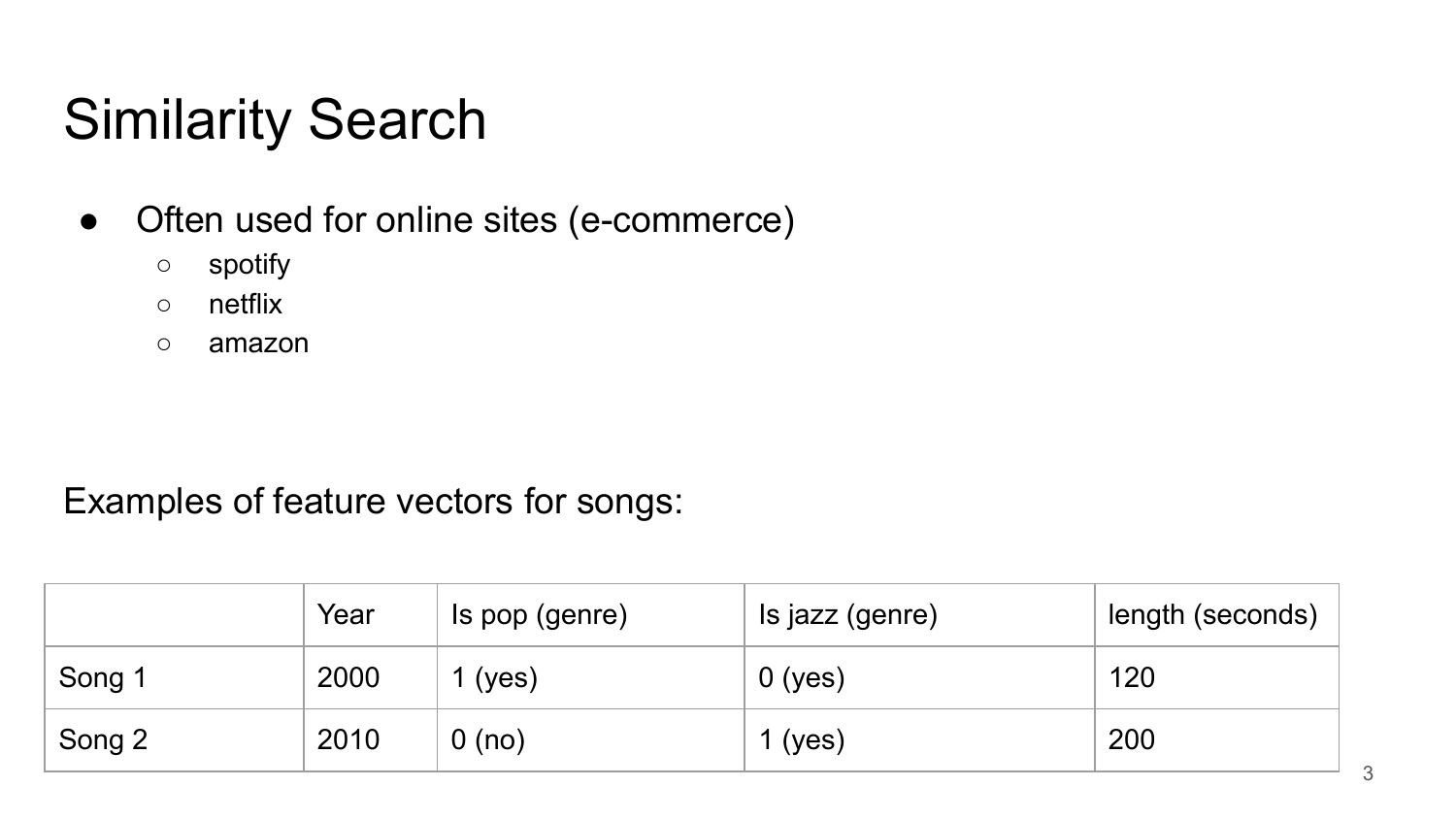# Similarity Search

- Often used for online sites (e-commerce)
  - spotify
  - netflix
  - amazon

Examples of feature vectors for songs:

| | Year | Is pop (genre) | Is jazz (genre) | length (seconds) |
|---|---|---|---|---|
| Song 1 | 2000 | 1 (yes) | 0 (yes) | 120 |
| Song 2 | 2010 | 0 (no) | 1 (yes) | 200 |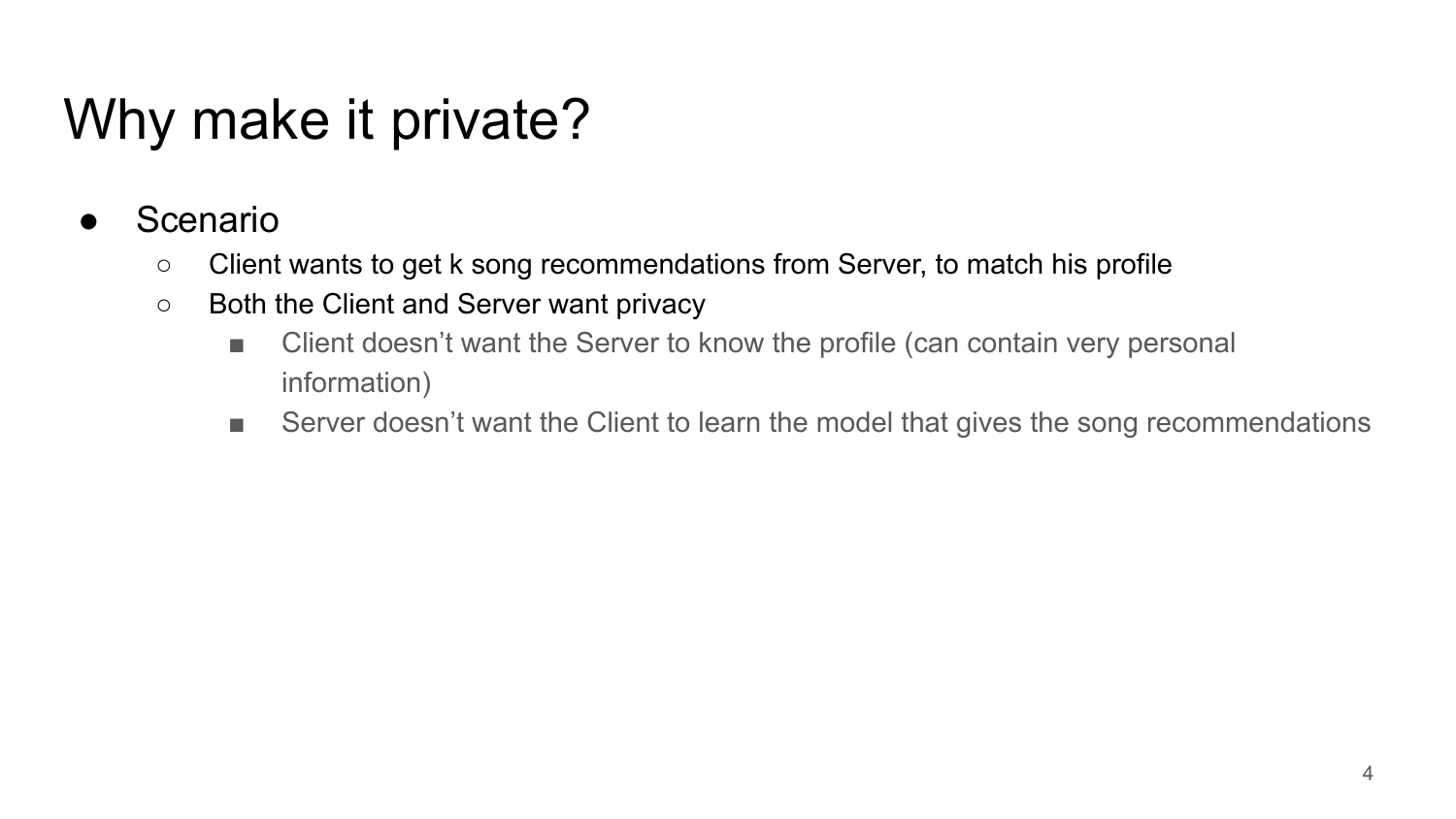# Why make it private?

- Scenario
  - Client wants to get k song recommendations from Server, to match his profile
  - Both the Client and Server want privacy
    - Client doesn't want the Server to know the profile (can contain very personal information)
    - Server doesn't want the Client to learn the model that gives the song recommendations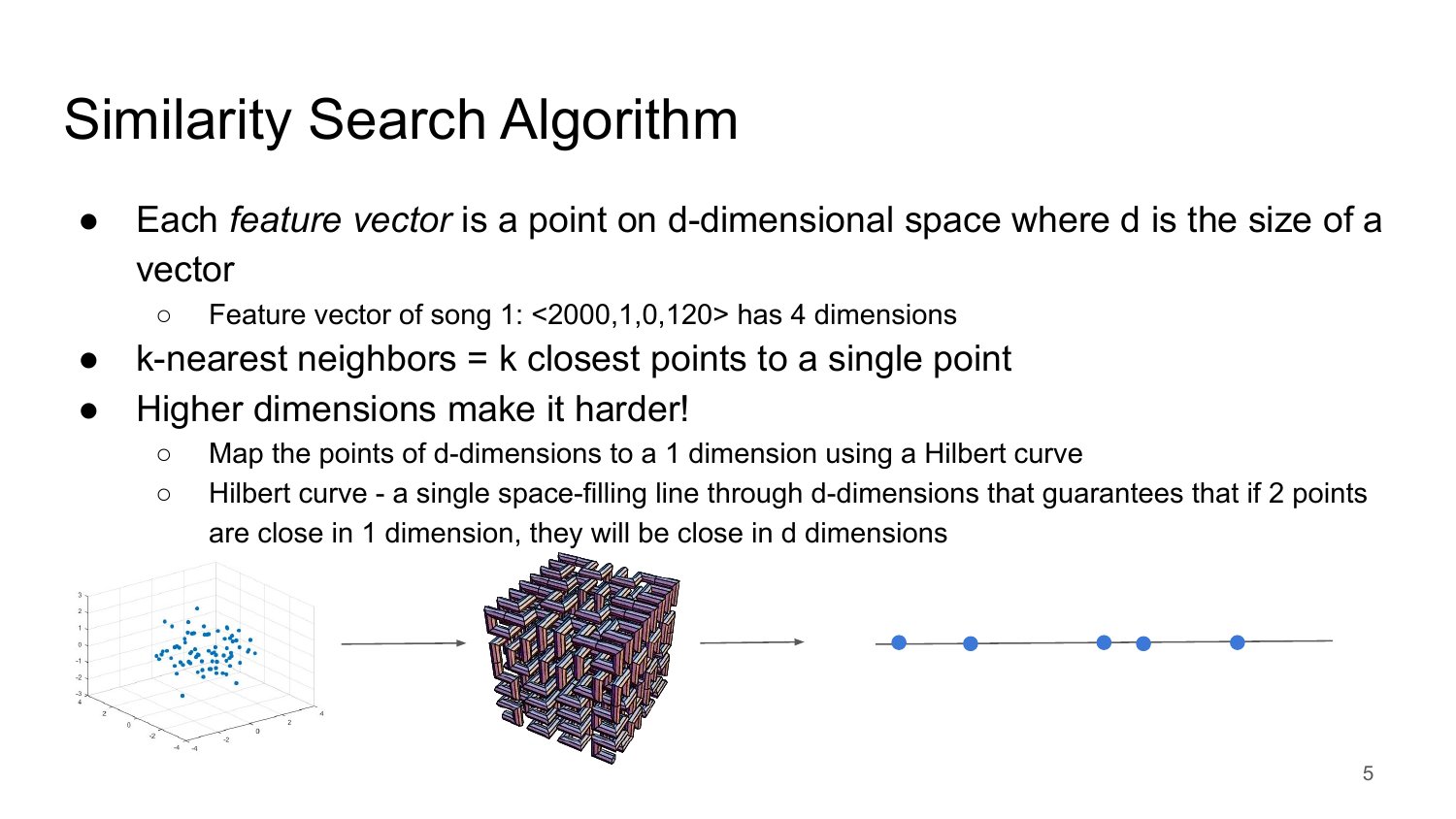# Similarity Search Algorithm

- Each *feature vector* is a point on d-dimensional space where d is the size of a vector
  - Feature vector of song 1: <2000,1,0,120> has 4 dimensions
- k-nearest neighbors = k closest points to a single point
- Higher dimensions make it harder!
  - Map the points of d-dimensions to a 1 dimension using a Hilbert curve
  - Hilbert curve - a single space-filling line through d-dimensions that guarantees that if 2 points are close in 1 dimension, they will be close in d dimensions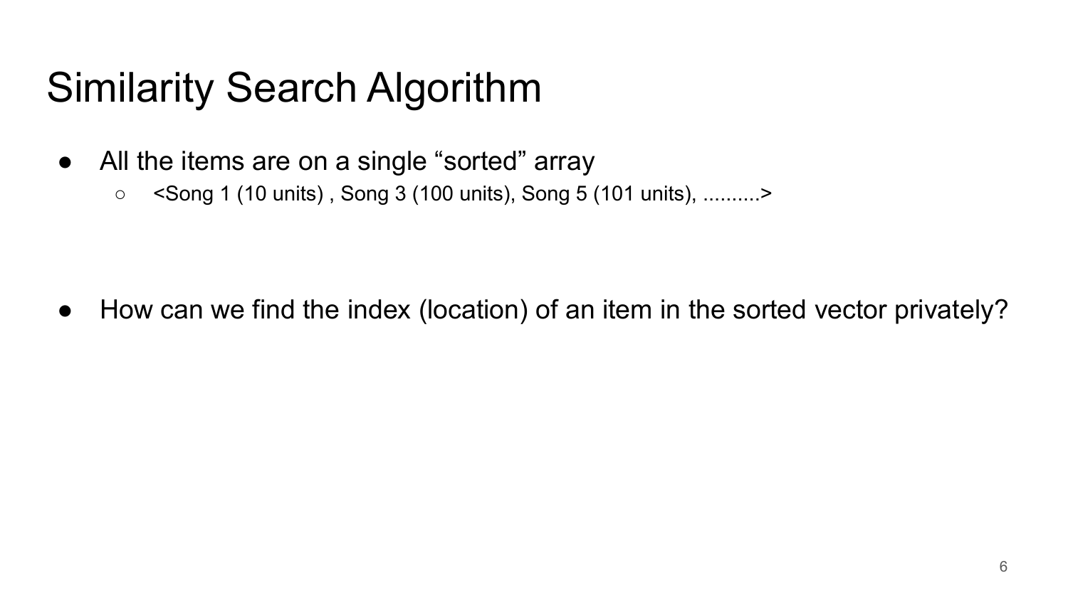# Similarity Search Algorithm

- All the items are on a single “sorted” array
  - <Song 1 (10 units) , Song 3 (100 units), Song 5 (101 units), ..........>

- How can we find the index (location) of an item in the sorted vector privately?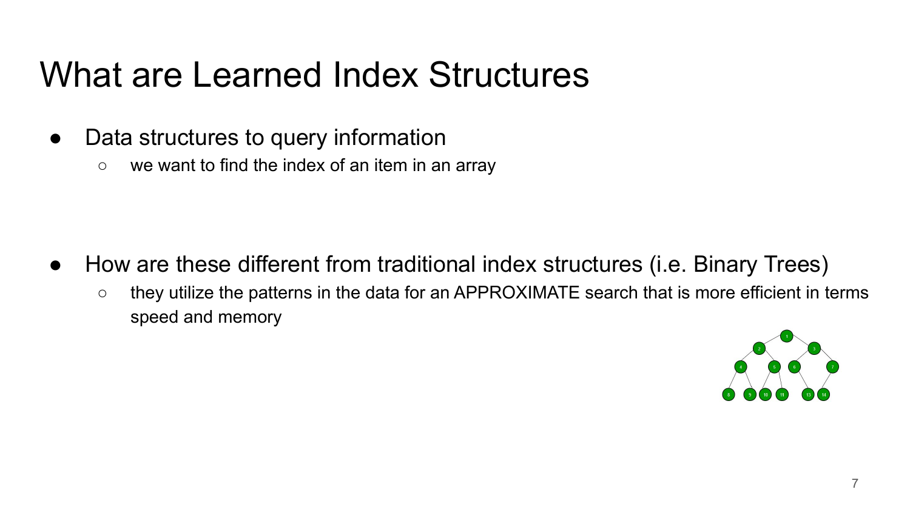# What are Learned Index Structures

- Data structures to query information
  - we want to find the index of an item in an array

- How are these different from traditional index structures (i.e. Binary Trees)
  - they utilize the patterns in the data for an APPROXIMATE search that is more efficient in terms speed and memory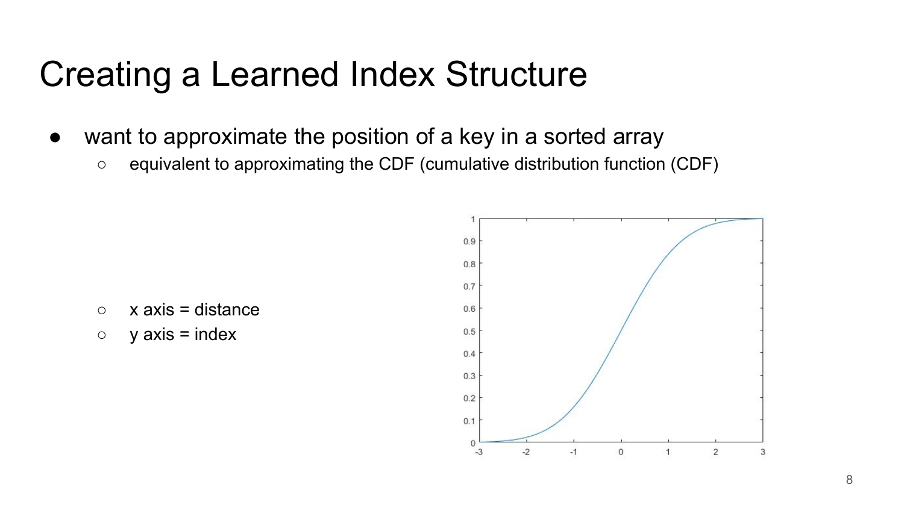# Creating a Learned Index Structure

- want to approximate the position of a key in a sorted array
  - equivalent to approximating the CDF (cumulative distribution function (CDF)

  - x axis = distance
  - y axis = index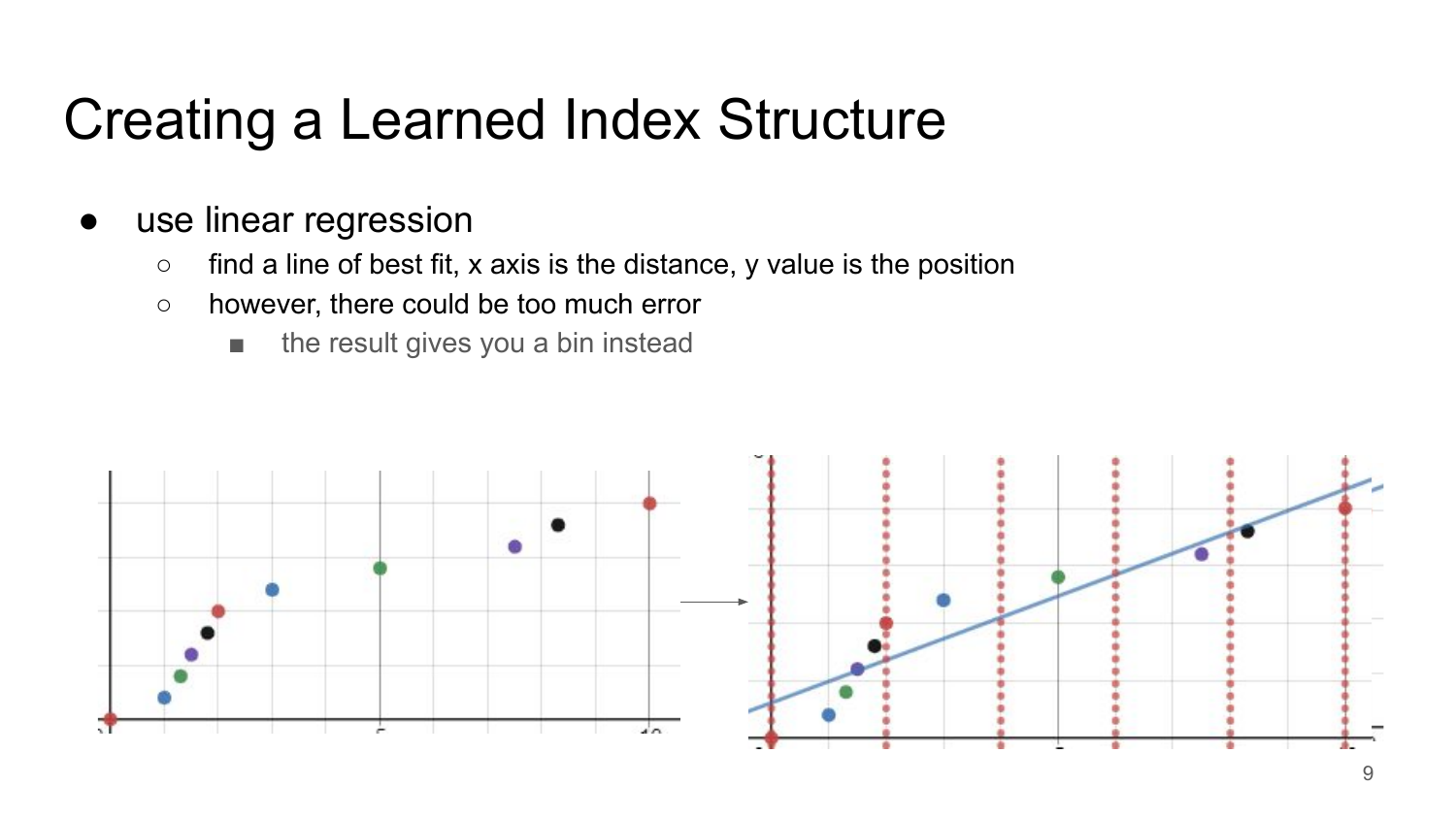# Creating a Learned Index Structure

- use linear regression
  - find a line of best fit, x axis is the distance, y value is the position
  - however, there could be too much error
    - the result gives you a bin instead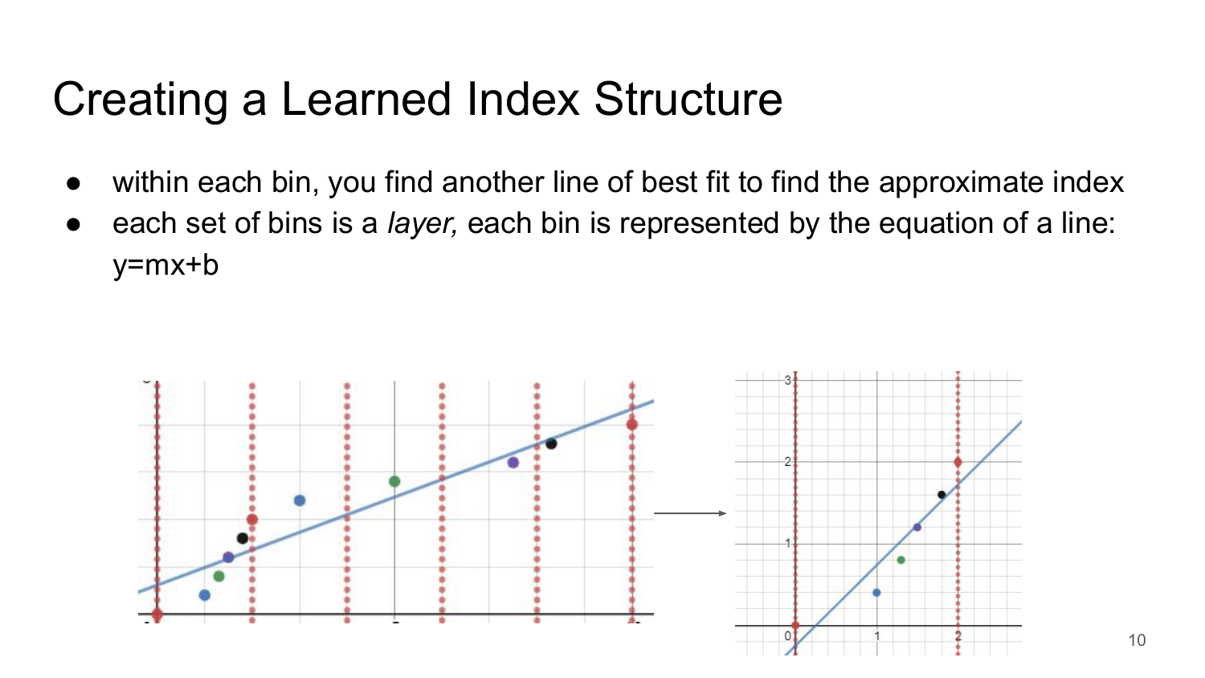# Creating a Learned Index Structure

- within each bin, you find another line of best fit to find the approximate index
- each set of bins is a *layer,* each bin is represented by the equation of a line: y=mx+b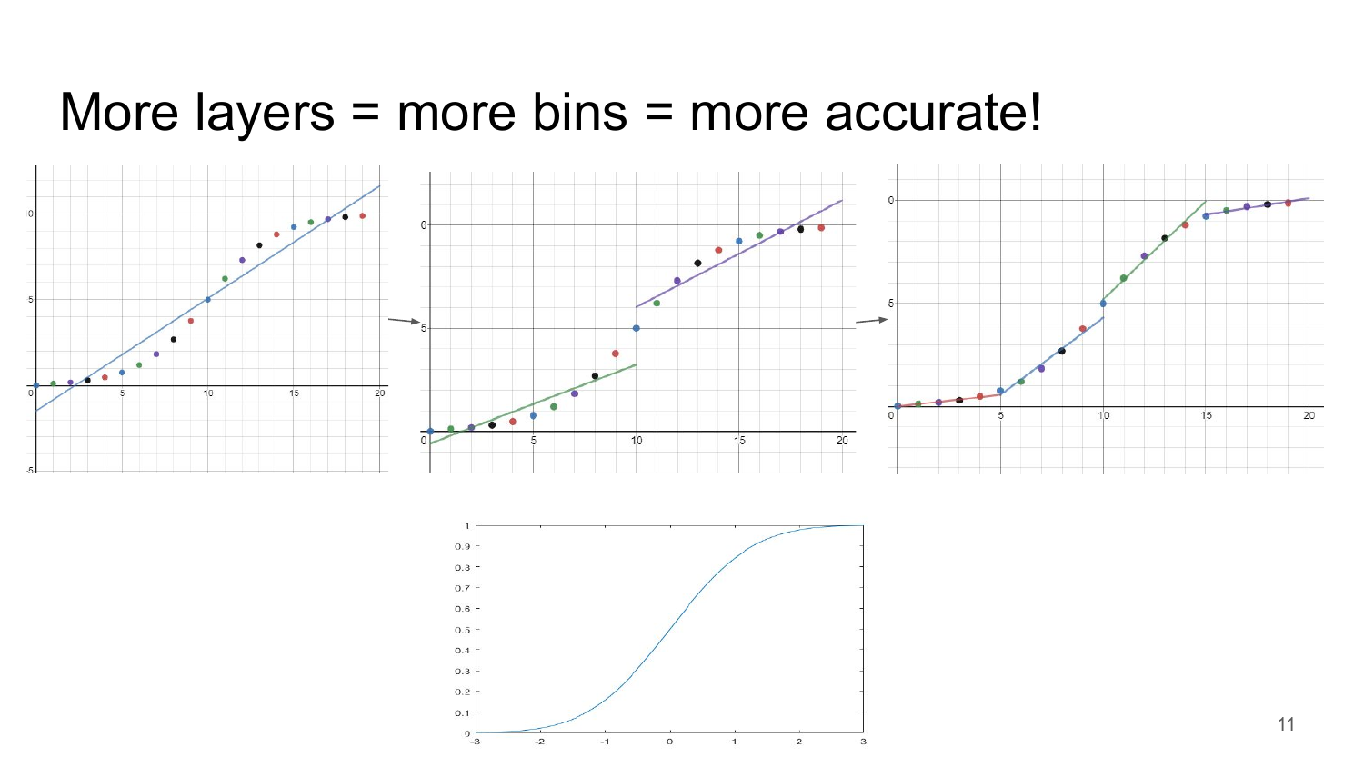# More layers = more bins = more accurate!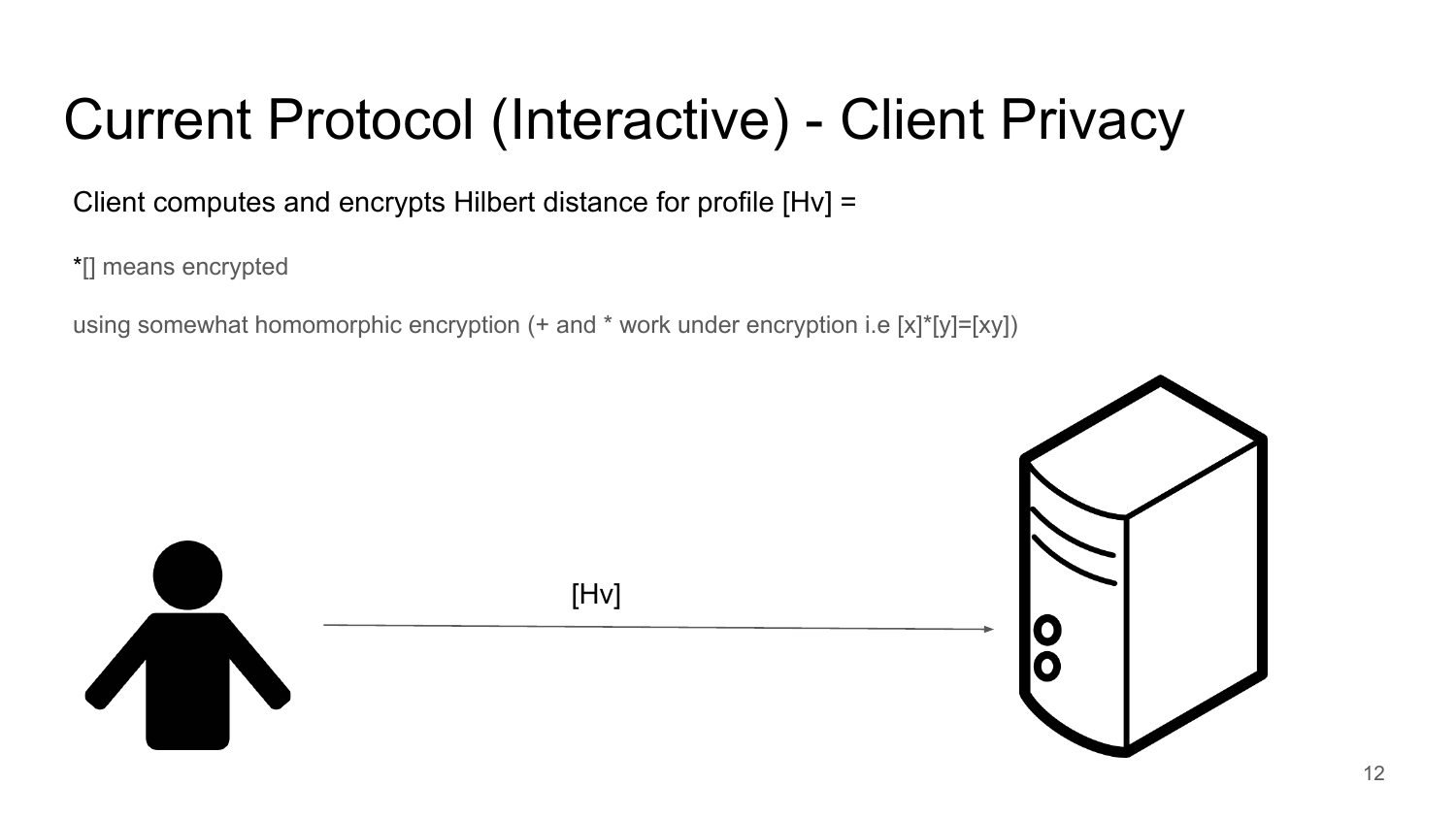# Current Protocol (Interactive) - Client Privacy

Client computes and encrypts Hilbert distance for profile [Hv] =

*[] means encrypted

using somewhat homomorphic encryption (+ and * work under encryption i.e [x]*[y]=[xy])

[Hv]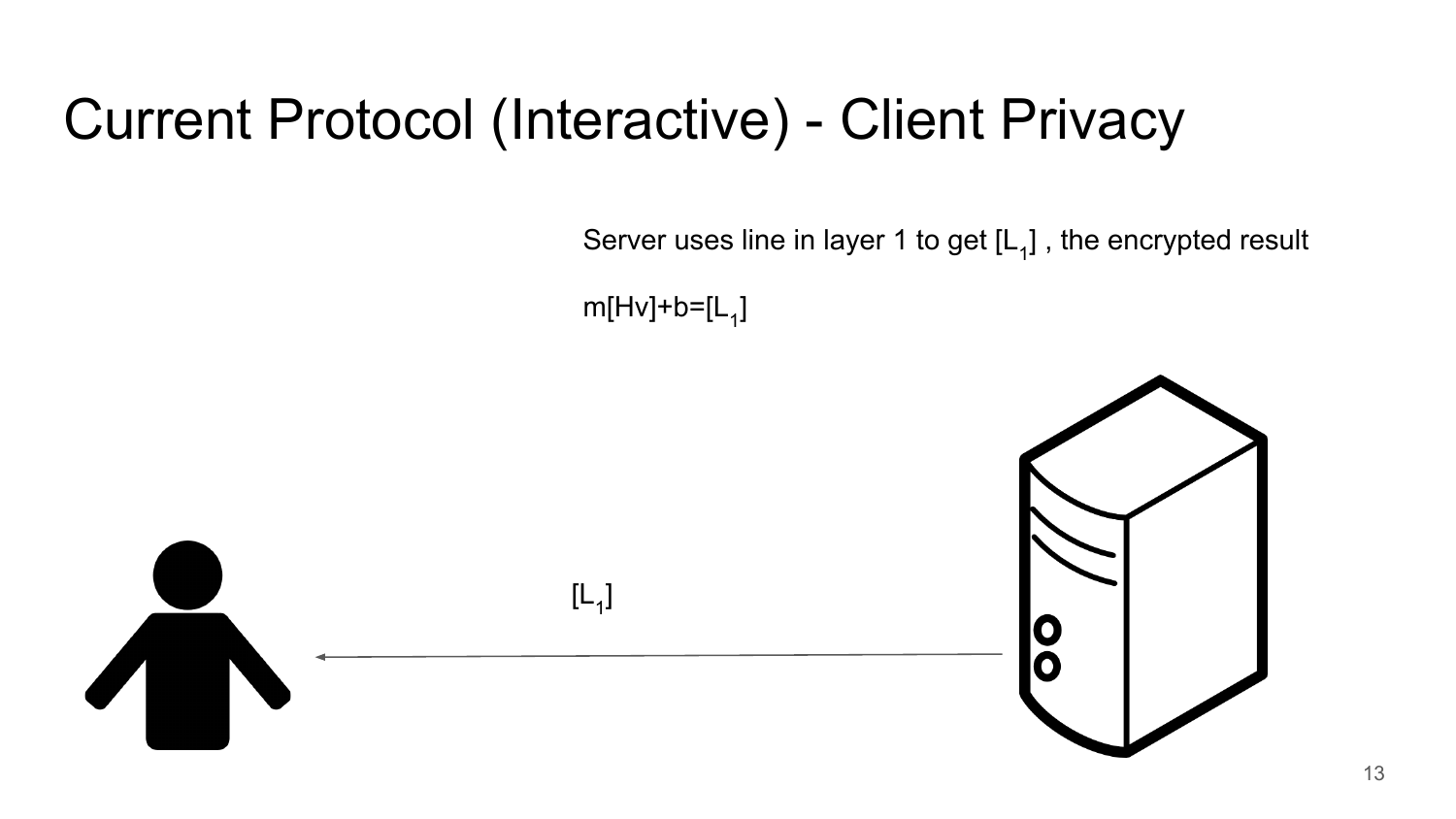# Current Protocol (Interactive) - Client Privacy

Server uses line in layer 1 to get $[L_1]$ , the encrypted result

$m[Hv]+b=[L_1]$

$[L_1]$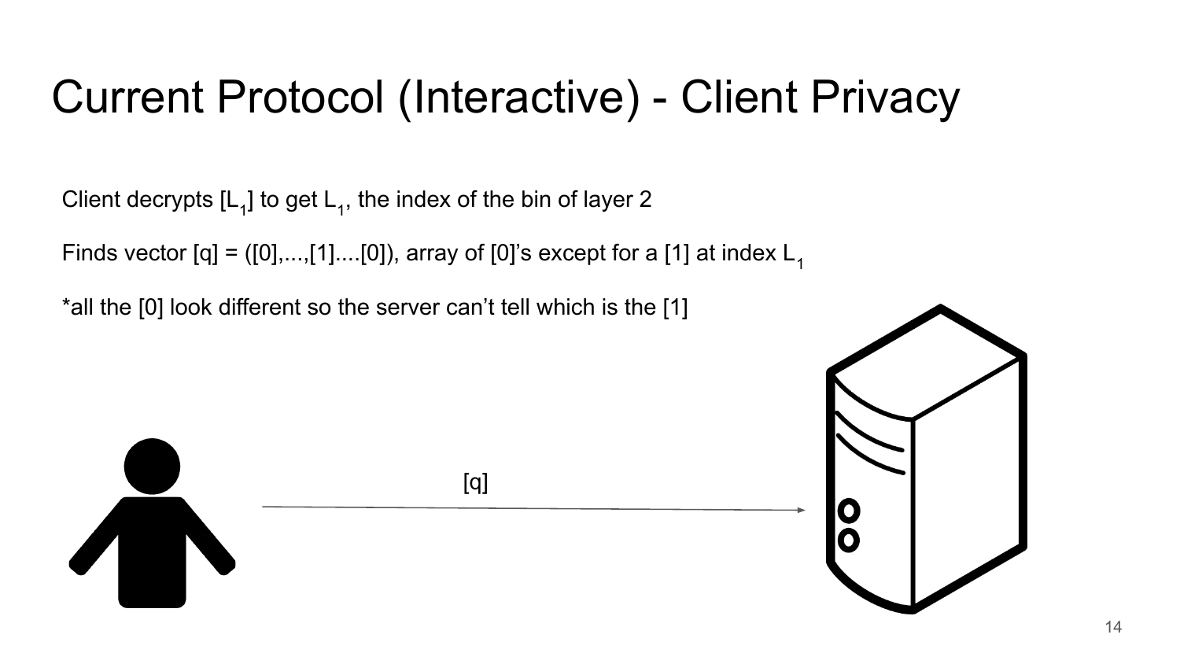# Current Protocol (Interactive) - Client Privacy

Client decrypts [$L_1$] to get $L_1$, the index of the bin of layer 2

Finds vector [q] = ([0],...,[1]....[0]), array of [0]'s except for a [1] at index $L_1$

*all the [0] look different so the server can't tell which is the [1]

[q]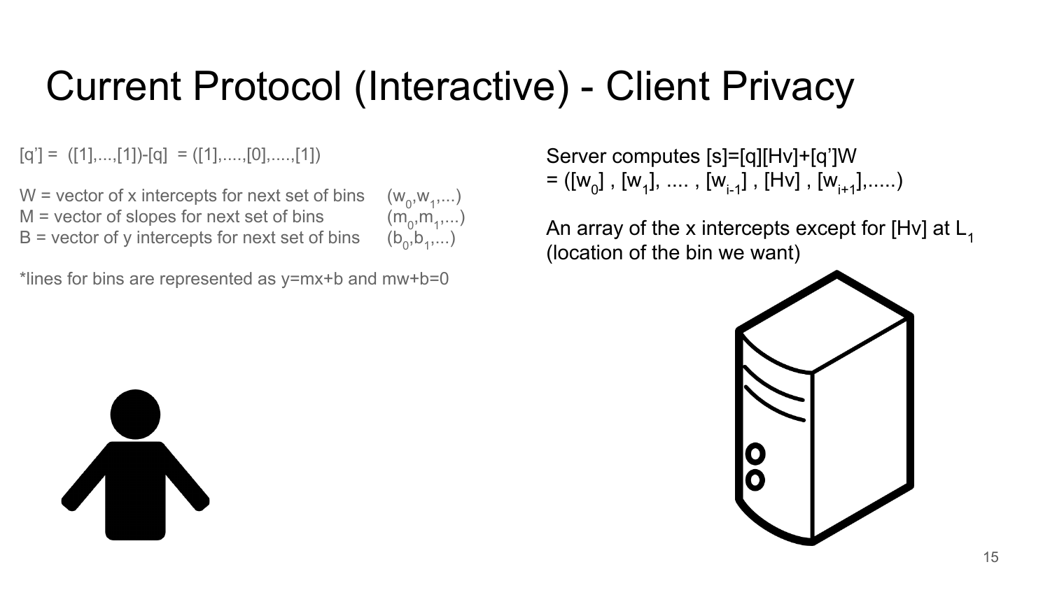# Current Protocol (Interactive) - Client Privacy

[q’] = ([1],...,[1])-[q] = ([1],....,[0],....,[1])

W = vector of x intercepts for next set of bins ($w_0$,$w_1$,...)
M = vector of slopes for next set of bins ($m_0$,$m_1$,...)
B = vector of y intercepts for next set of bins ($b_0$,$b_1$,...)

*lines for bins are represented as y=mx+b and mw+b=0

Server computes [s]=[q][Hv]+[q’]W
= ([$w_0$] , [$w_1$], .... , [$w_{i-1}$] , [Hv] , [$w_{i+1}$],.....)

An array of the x intercepts except for [Hv] at $L_1$ (location of the bin we want)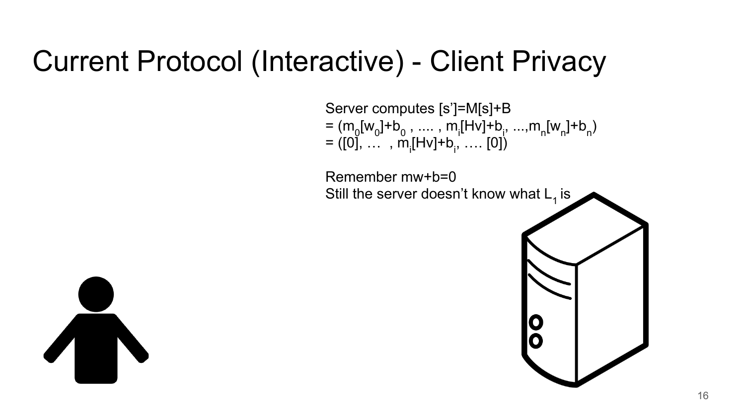# Current Protocol (Interactive) - Client Privacy

Server computes $[s'] = M[s] + B$
$= (m_0[w_0]+b_0 , \ldots , m_i[Hv]+b_i, \ldots, m_n[w_n]+b_n)$
$= ([0], \ldots , m_i[Hv]+b_i, \ldots [0])$

Remember $mw+b=0$
Still the server doesn't know what $L_1$ is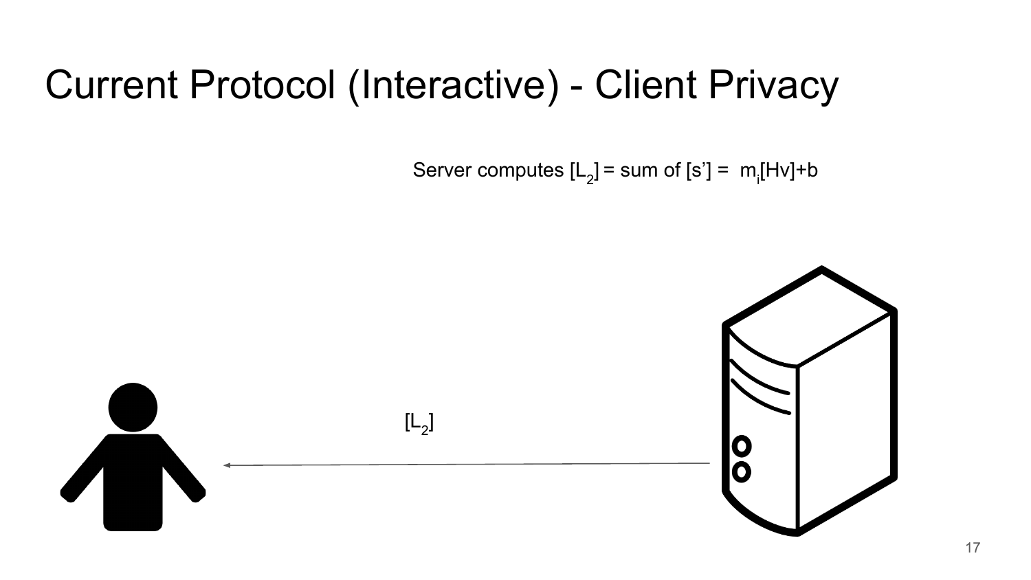# Current Protocol (Interactive) - Client Privacy

Server computes $[L_2]$ = sum of $[s']$ = $m_i[Hv]+b$

$[L_2]$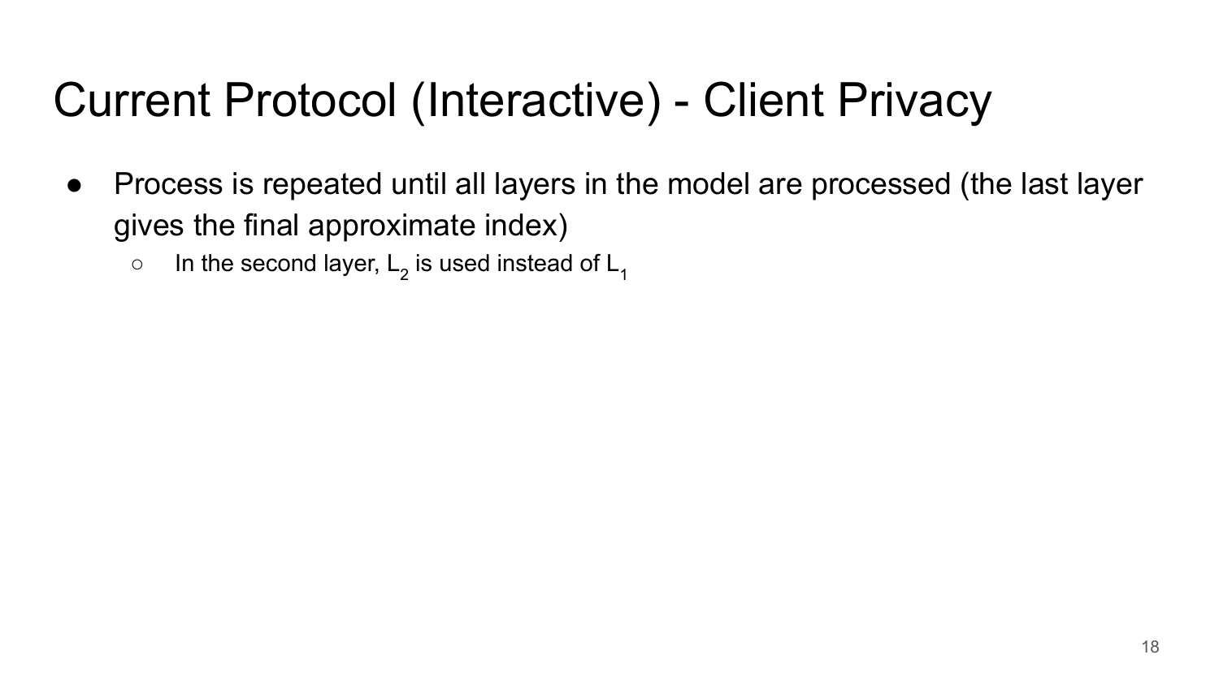# Current Protocol (Interactive) - Client Privacy

- Process is repeated until all layers in the model are processed (the last layer gives the final approximate index)
  - In the second layer, $L_2$ is used instead of $L_1$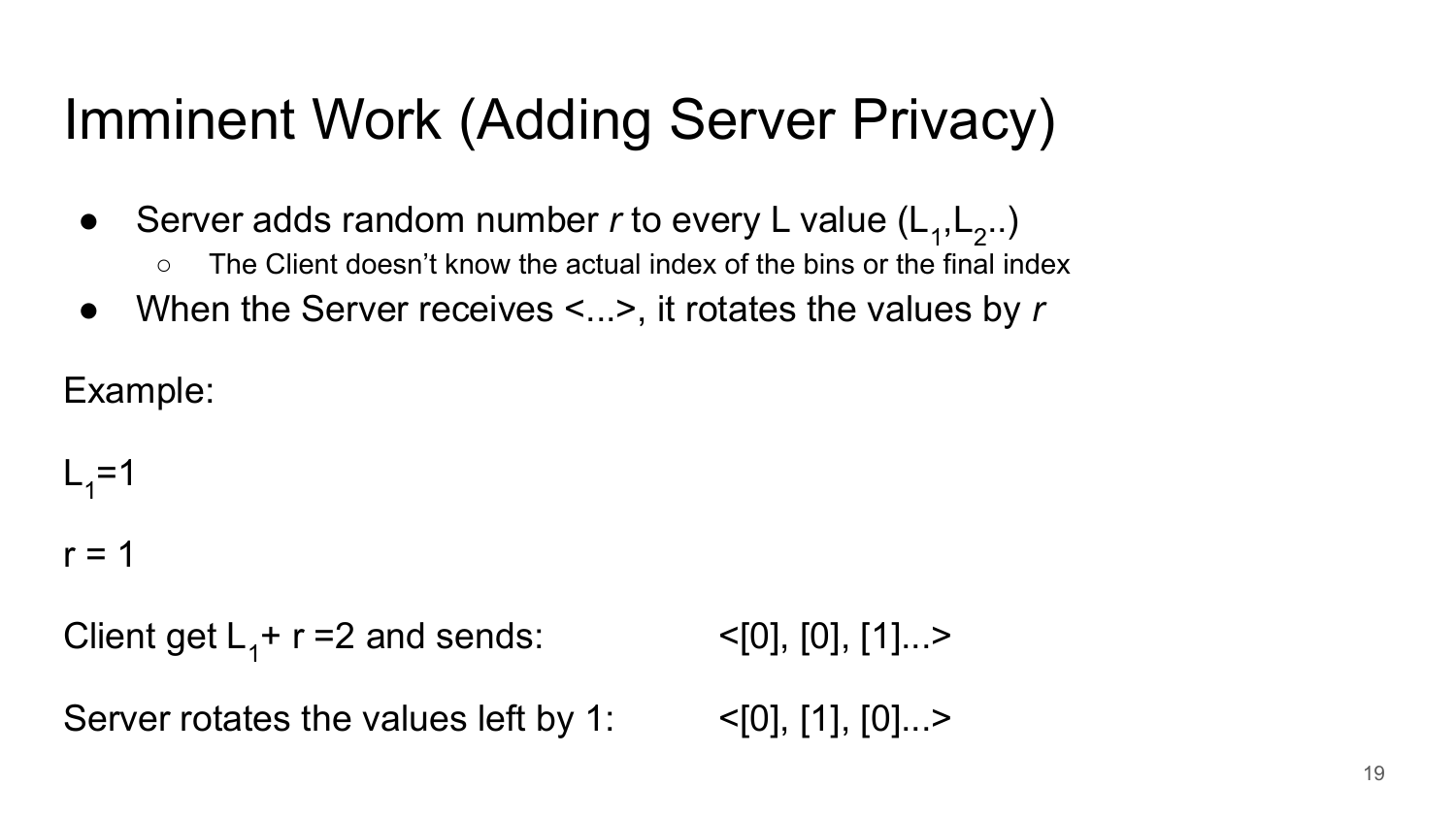# Imminent Work (Adding Server Privacy)

- Server adds random number *r* to every L value ($L_1$,$L_2$..)
  - The Client doesn't know the actual index of the bins or the final index
- When the Server receives <...>, it rotates the values by *r*

Example:

$L_1$=1

r = 1

Client get $L_1$+ r =2 and sends: <[0], [0], [1]...>

Server rotates the values left by 1: <[0], [1], [0]...>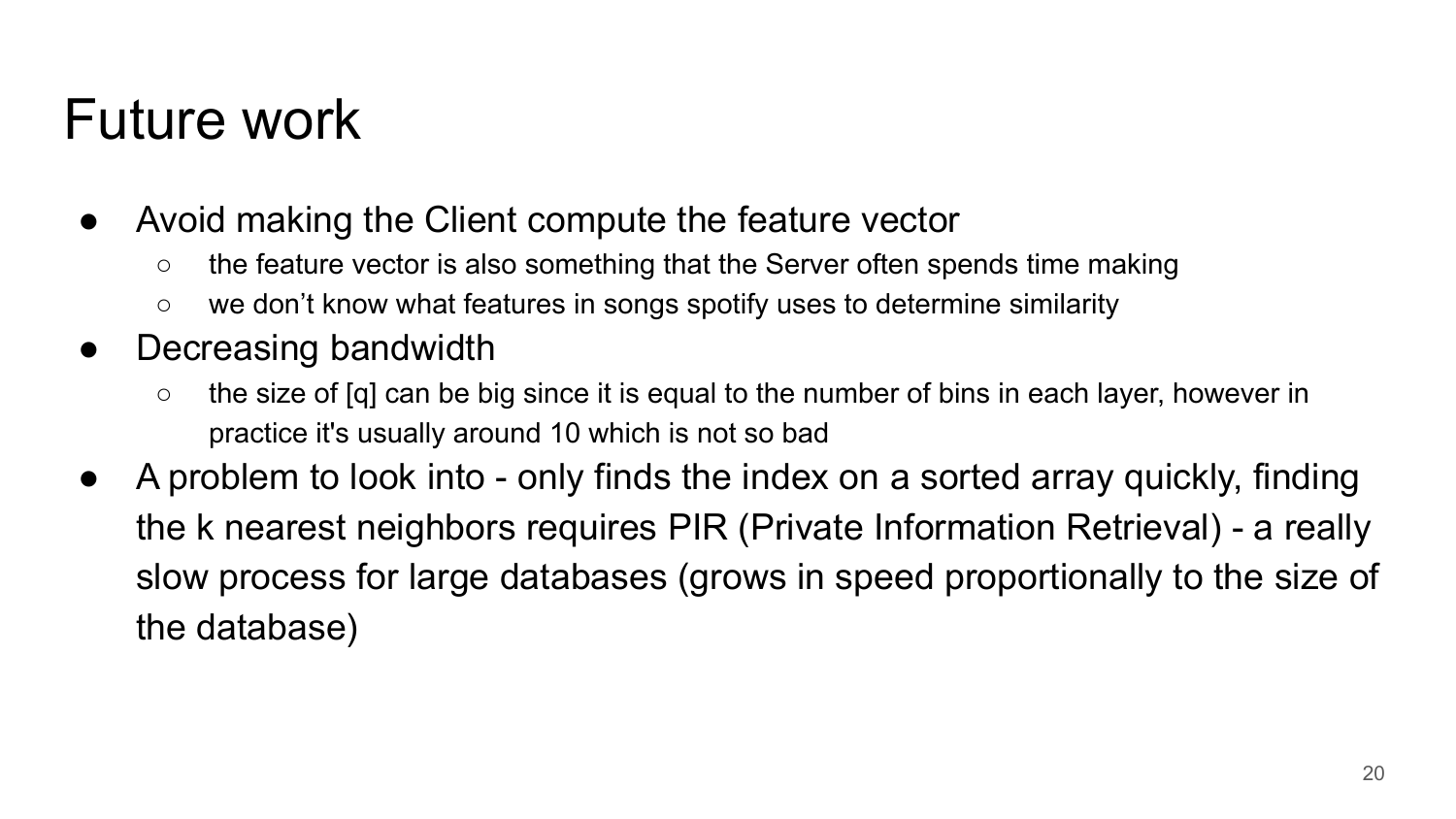# Future work

- Avoid making the Client compute the feature vector
  - the feature vector is also something that the Server often spends time making
  - we don't know what features in songs spotify uses to determine similarity
- Decreasing bandwidth
  - the size of [q] can be big since it is equal to the number of bins in each layer, however in practice it's usually around 10 which is not so bad
- A problem to look into - only finds the index on a sorted array quickly, finding the k nearest neighbors requires PIR (Private Information Retrieval) - a really slow process for large databases (grows in speed proportionally to the size of the database)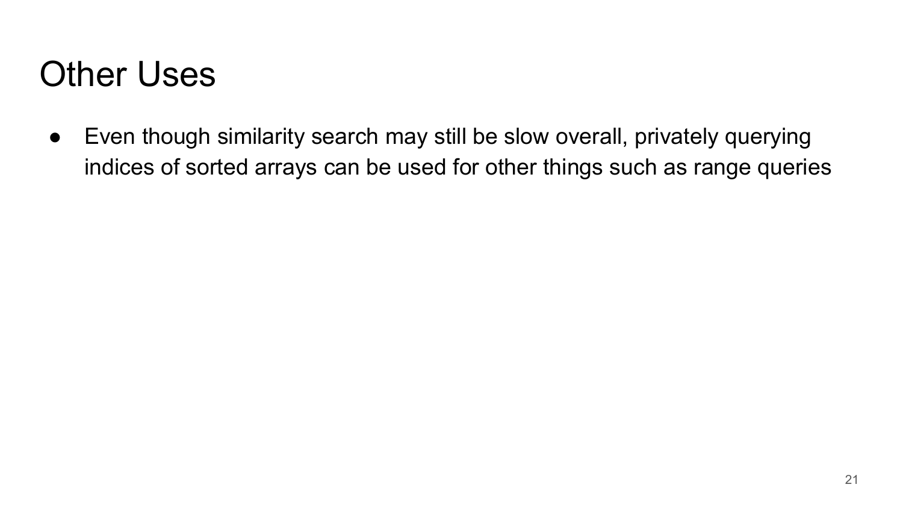# Other Uses

- Even though similarity search may still be slow overall, privately querying indices of sorted arrays can be used for other things such as range queries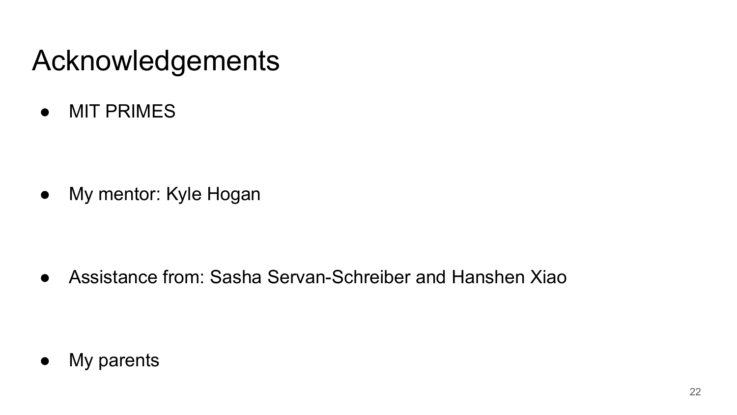# Acknowledgements

- MIT PRIMES
- My mentor: Kyle Hogan
- Assistance from: Sasha Servan-Schreiber and Hanshen Xiao
- My parents